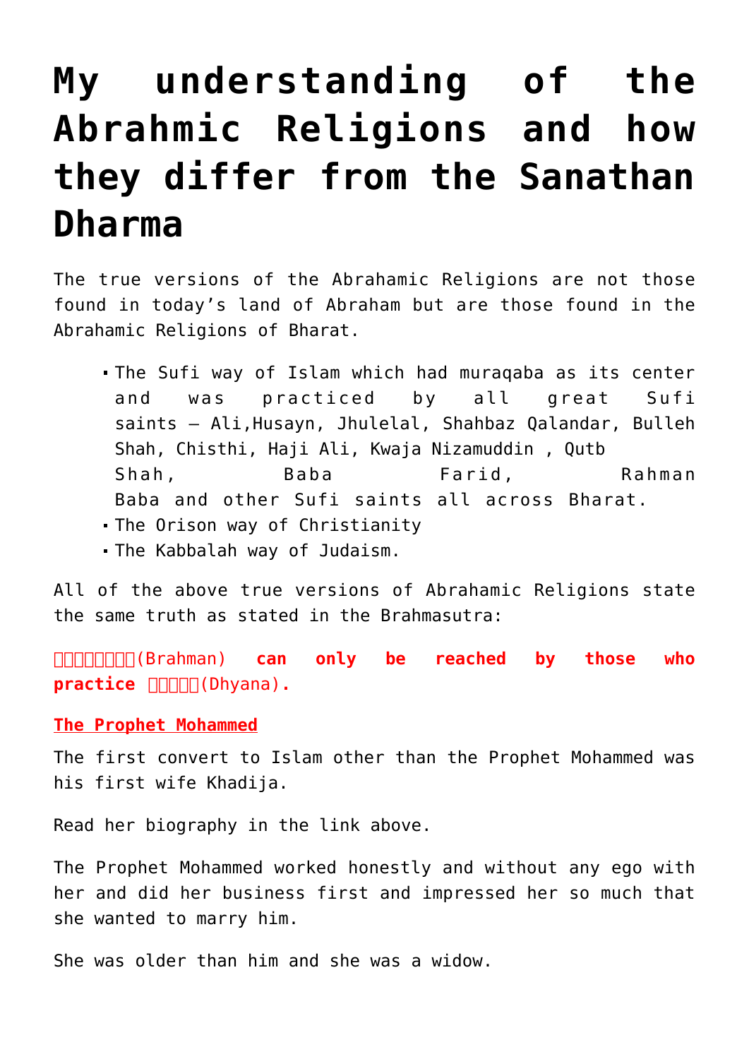# My understanding of the Abrahmic Religions and how they differ from the Sanathan Dharma

The true versions of the Abrahamic Religions are not those found in today's land of Abraham but are those found in the Abrahamic Religions of Bharat.

- The Sufi way of Islam which had muraqaba as its center and was practiced by all great Sufi saints – Ali,Husayn, Jhulelal, Shahbaz Qalandar, Bulleh Shah, Chisthi, Haji Ali, Kwaja Nizamuddin , Qutb Shah, Baba Farid, Rahman Baba and other Sufi saints all across Bharat.
- The Orison way of Christianity
- The Kabbalah way of Judaism.

All of the above true versions of Abrahamic Religions state the same truth as stated in the Brahmasutra:

**□□□□□□□(Brahman) can only be reached by those who practice □□□□□(Dhyana).**

## The Prophet Mohammed

The first convert to Islam other than the Prophet Mohammed was his first wife Khadija.

Read her biography in the link above.

The Prophet Mohammed worked honestly and without any ego with her and did her business first and impressed her so much that she wanted to marry him.

She was older than him and she was a widow.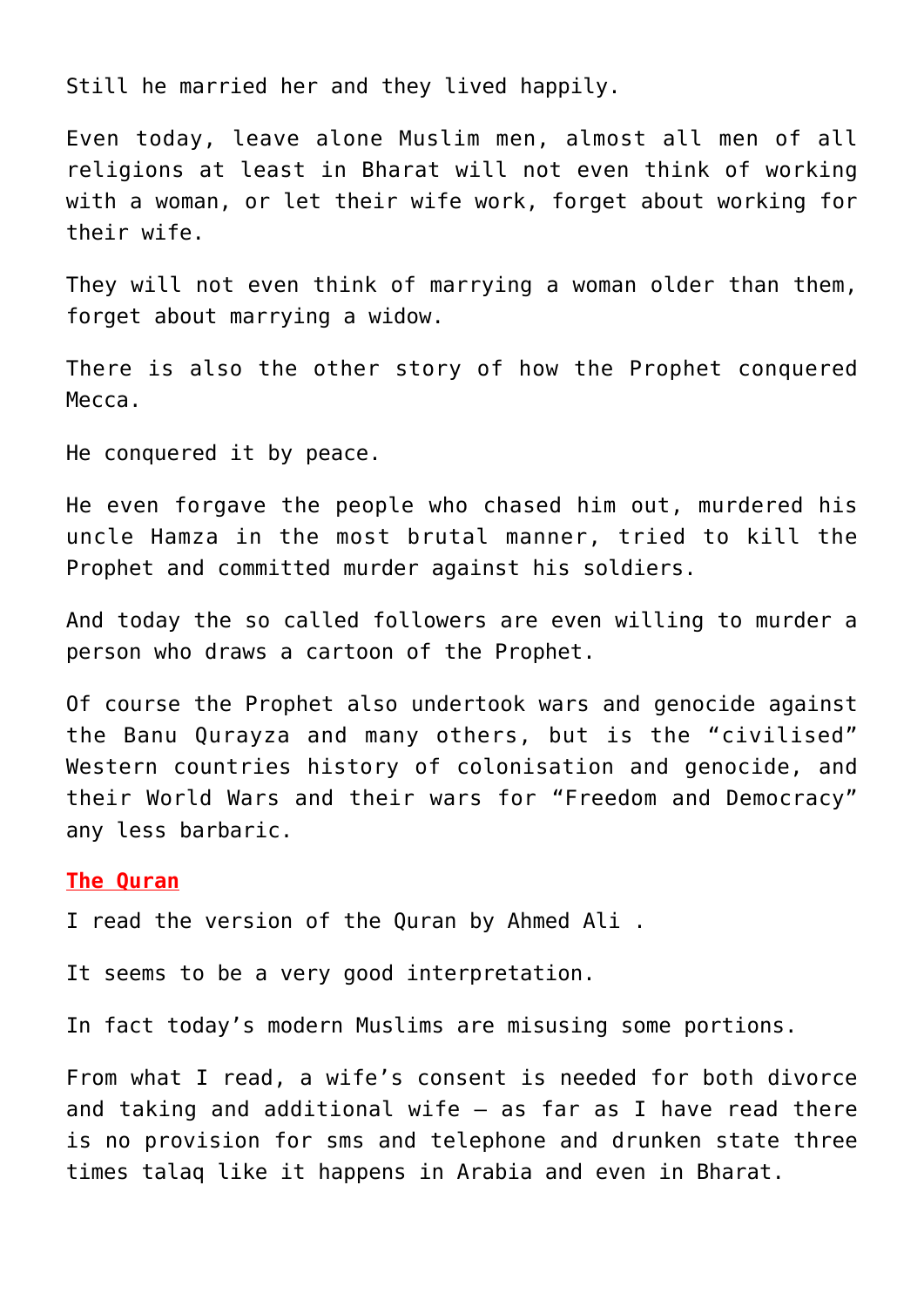Still he married her and they lived happily.

Even today, leave alone Muslim men, almost all men of all religions at least in Bharat will not even think of working with a woman, or let their wife work, forget about working for their wife.

They will not even think of marrying a woman older than them, forget about marrying a widow.

There is also the other story of how the Prophet conquered Mecca.

He conquered it by peace.

He even forgave the people who chased him out, murdered his uncle Hamza in the most brutal manner, tried to kill the Prophet and committed murder against his soldiers.

And today the so called followers are even willing to murder a person who draws a cartoon of the Prophet.

Of course the Prophet also undertook wars and genocide against the Banu Qurayza and many others, but is the "civilised" Western countries history of colonisation and genocide, and their World Wars and their wars for "Freedom and Democracy" any less barbaric.

## The Quran

I read the version of the Quran by Ahmed Ali .

It seems to be a very good interpretation.

In fact today's modern Muslims are misusing some portions.

From what I read, a wife's consent is needed for both divorce and taking and additional wife – as far as I have read there is no provision for sms and telephone and drunken state three times talaq like it happens in Arabia and even in Bharat.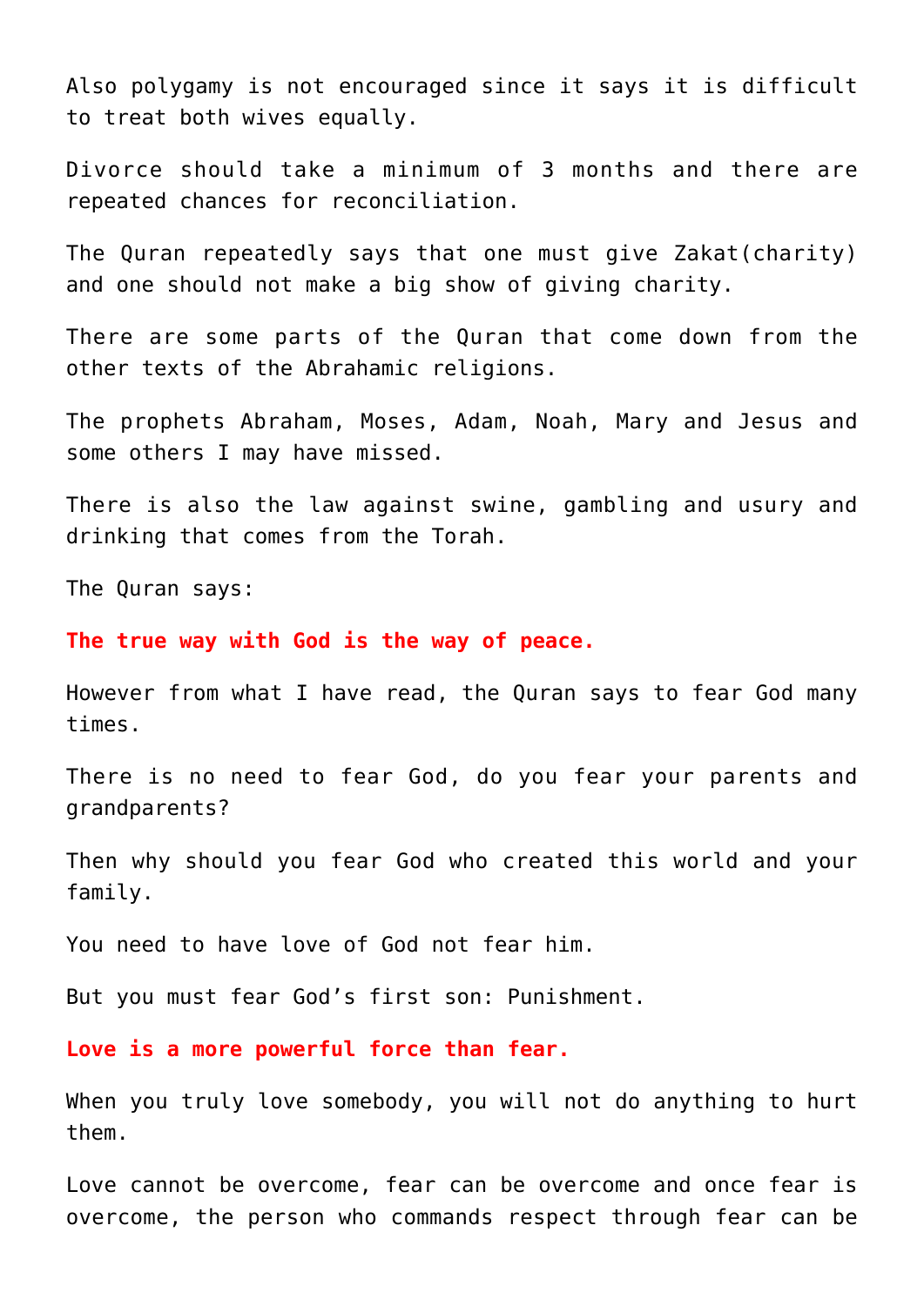Also polygamy is not encouraged since it says it is difficult to treat both wives equally.

Divorce should take a minimum of 3 months and there are repeated chances for reconciliation.

The Quran repeatedly says that one must give Zakat(charity) and one should not make a big show of giving charity.

There are some parts of the Quran that come down from the other texts of the Abrahamic religions.

The prophets Abraham, Moses, Adam, Noah, Mary and Jesus and some others I may have missed.

There is also the law against swine, gambling and usury and drinking that comes from the Torah.

The Quran says:

**The true way with God is the way of peace.**

However from what I have read, the Quran says to fear God many times.

There is no need to fear God, do you fear your parents and grandparents?

Then why should you fear God who created this world and your family.

You need to have love of God not fear him.

But you must fear God's first son: Punishment.

**Love is a more powerful force than fear.**

When you truly love somebody, you will not do anything to hurt them.

Love cannot be overcome, fear can be overcome and once fear is overcome, the person who commands respect through fear can be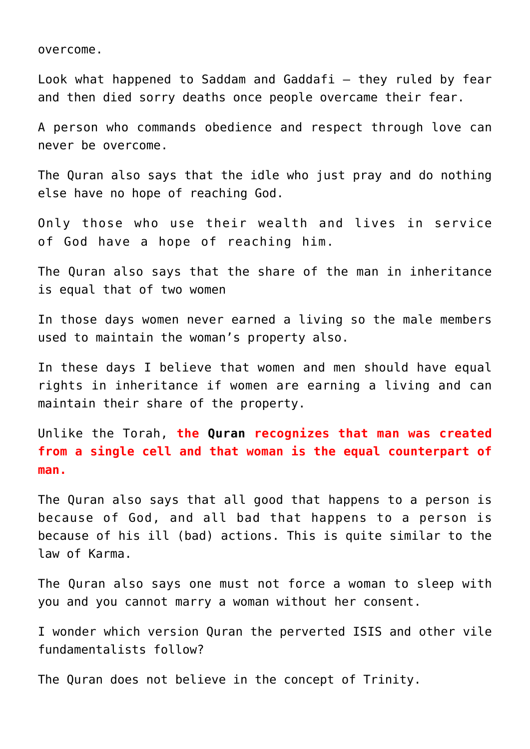overcome.

Look what happened to Saddam and Gaddafi – they ruled by fear and then died sorry deaths once people overcame their fear.

A person who commands obedience and respect through love can never be overcome.

The Quran also says that the idle who just pray and do nothing else have no hope of reaching God.

Only those who use their wealth and lives in service of God have a hope of reaching him.

The Quran also says that the share of the man in inheritance is equal that of two women

In those days women never earned a living so the male members used to maintain the woman's property also.

In these days I believe that women and men should have equal rights in inheritance if women are earning a living and can maintain their share of the property.

Unlike the Torah, **the Quran recognizes that man was created from a single cell and that woman is the equal counterpart of man.**

The Quran also says that all good that happens to a person is because of God, and all bad that happens to a person is because of his ill (bad) actions. This is quite similar to the law of Karma.

The Quran also says one must not force a woman to sleep with you and you cannot marry a woman without her consent.

I wonder which version Quran the perverted ISIS and other vile fundamentalists follow?

The Quran does not believe in the concept of Trinity.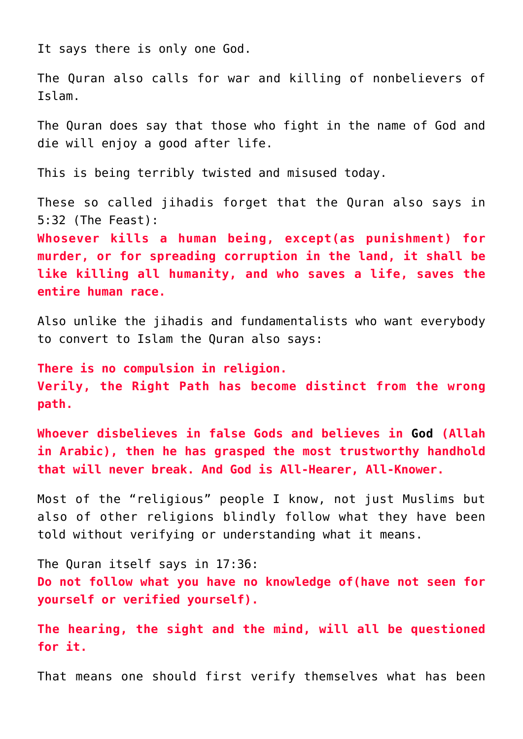It says there is only one God.

The Quran also calls for war and killing of nonbelievers of Islam.

The Quran does say that those who fight in the name of God and die will enjoy a good after life.

This is being terribly twisted and misused today.

These so called jihadis forget that the Quran also says in 5:32 (The Feast):

**Whosever kills a human being, except(as punishment) for murder, or for spreading corruption in the land, it shall be like killing all humanity, and who saves a life, saves the entire human race.**

Also unlike the jihadis and fundamentalists who want everybody to convert to Islam the Quran also says:

**There is no compulsion in religion.**
**Verily, the Right Path has become distinct from the wrong path.**

**Whoever disbelieves in false Gods and believes in God (Allah in Arabic), then he has grasped the most trustworthy handhold that will never break. And God is All-Hearer, All-Knower.**

Most of the "religious" people I know, not just Muslims but also of other religions blindly follow what they have been told without verifying or understanding what it means.

The Quran itself says in 17:36:

**Do not follow what you have no knowledge of(have not seen for yourself or verified yourself).**

**The hearing, the sight and the mind, will all be questioned for it.**

That means one should first verify themselves what has been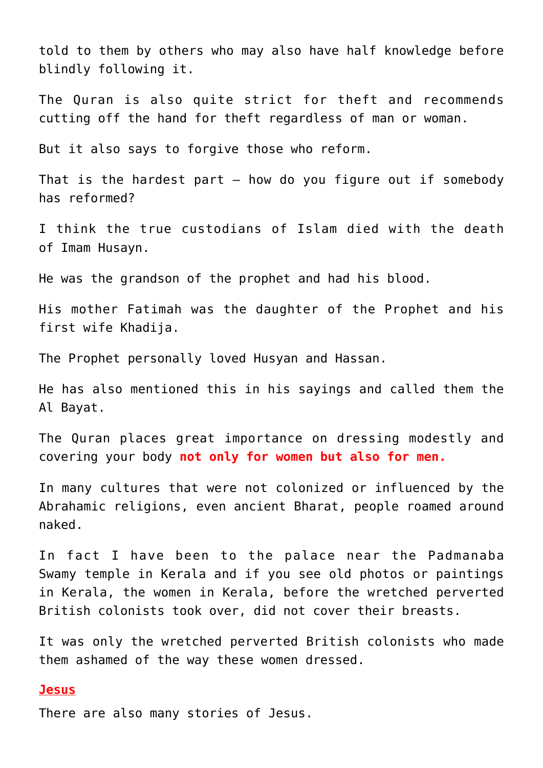told to them by others who may also have half knowledge before blindly following it.

The Quran is also quite strict for theft and recommends cutting off the hand for theft regardless of man or woman.

But it also says to forgive those who reform.

That is the hardest part – how do you figure out if somebody has reformed?

I think the true custodians of Islam died with the death of Imam Husayn.

He was the grandson of the prophet and had his blood.

His mother Fatimah was the daughter of the Prophet and his first wife Khadija.

The Prophet personally loved Husyan and Hassan.

He has also mentioned this in his sayings and called them the Al Bayat.

The Quran places great importance on dressing modestly and covering your body **not only for women but also for men.**

In many cultures that were not colonized or influenced by the Abrahamic religions, even ancient Bharat, people roamed around naked.

In fact I have been to the palace near the Padmanaba Swamy temple in Kerala and if you see old photos or paintings in Kerala, the women in Kerala, before the wretched perverted British colonists took over, did not cover their breasts.

It was only the wretched perverted British colonists who made them ashamed of the way these women dressed.

## Jesus

There are also many stories of Jesus.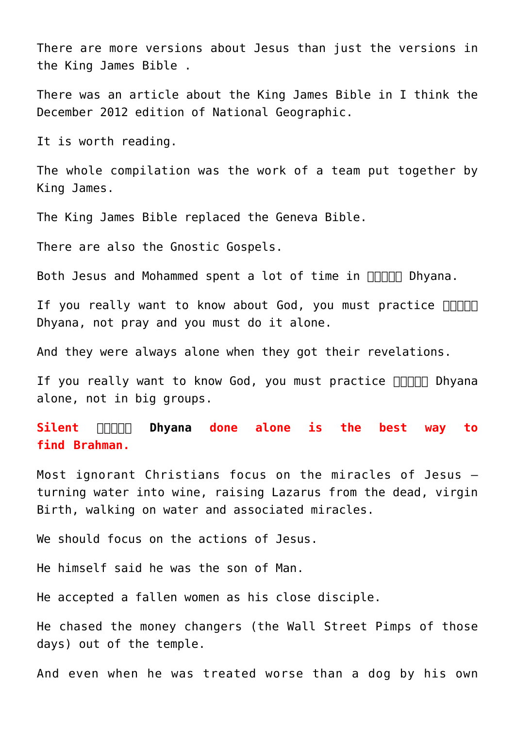There are more versions about Jesus than just the versions in the King James Bible .

There was an article about the King James Bible in I think the December 2012 edition of National Geographic.

It is worth reading.

The whole compilation was the work of a team put together by King James.

The King James Bible replaced the Geneva Bible.

There are also the Gnostic Gospels.

Both Jesus and Mohammed spent a lot of time in □□□□□ Dhyana.

If you really want to know about God, you must practice □□□□□ Dhyana, not pray and you must do it alone.

And they were always alone when they got their revelations.

If you really want to know God, you must practice □□□□□ Dhyana alone, not in big groups.

**Silent □□□□□ Dhyana done alone is the best way to find Brahman.**

Most ignorant Christians focus on the miracles of Jesus – turning water into wine, raising Lazarus from the dead, virgin Birth, walking on water and associated miracles.

We should focus on the actions of Jesus.

He himself said he was the son of Man.

He accepted a fallen women as his close disciple.

He chased the money changers (the Wall Street Pimps of those days) out of the temple.

And even when he was treated worse than a dog by his own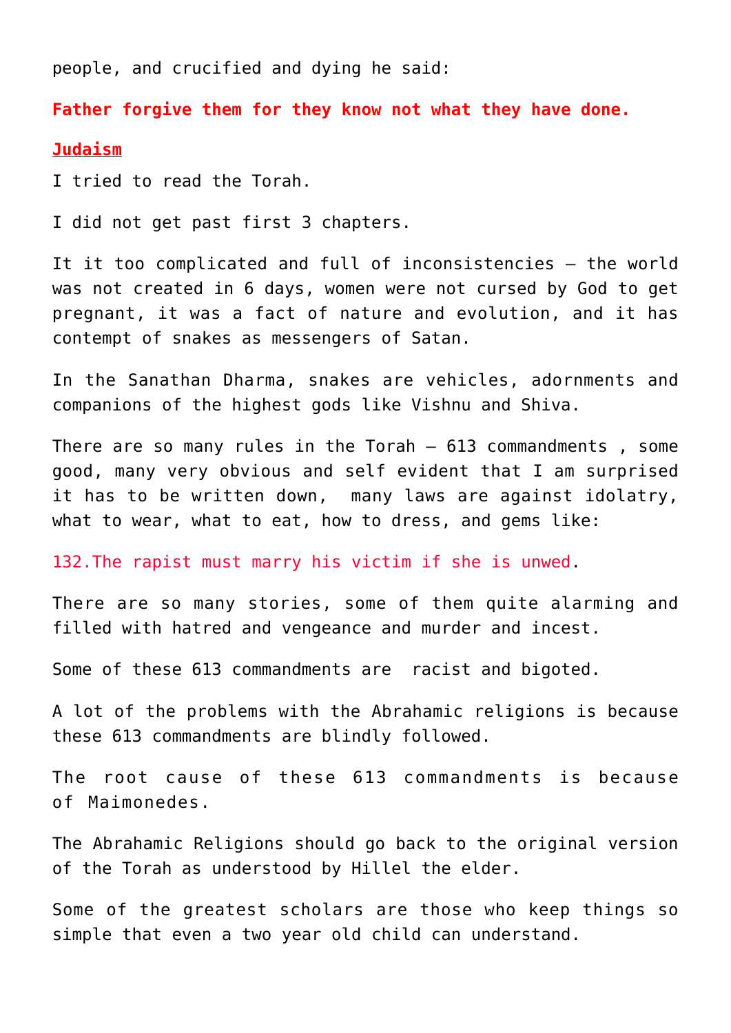people, and crucified and dying he said:

**Father forgive them for they know not what they have done.**

**Judaism**

I tried to read the Torah.

I did not get past first 3 chapters.

It it too complicated and full of inconsistencies – the world was not created in 6 days, women were not cursed by God to get pregnant, it was a fact of nature and evolution, and it has contempt of snakes as messengers of Satan.

In the Sanathan Dharma, snakes are vehicles, adornments and companions of the highest gods like Vishnu and Shiva.

There are so many rules in the Torah – 613 commandments , some good, many very obvious and self evident that I am surprised it has to be written down, many laws are against idolatry, what to wear, what to eat, how to dress, and gems like:

132.The rapist must marry his victim if she is unwed.

There are so many stories, some of them quite alarming and filled with hatred and vengeance and murder and incest.

Some of these 613 commandments are racist and bigoted.

A lot of the problems with the Abrahamic religions is because these 613 commandments are blindly followed.

The root cause of these 613 commandments is because of Maimonedes.

The Abrahamic Religions should go back to the original version of the Torah as understood by Hillel the elder.

Some of the greatest scholars are those who keep things so simple that even a two year old child can understand.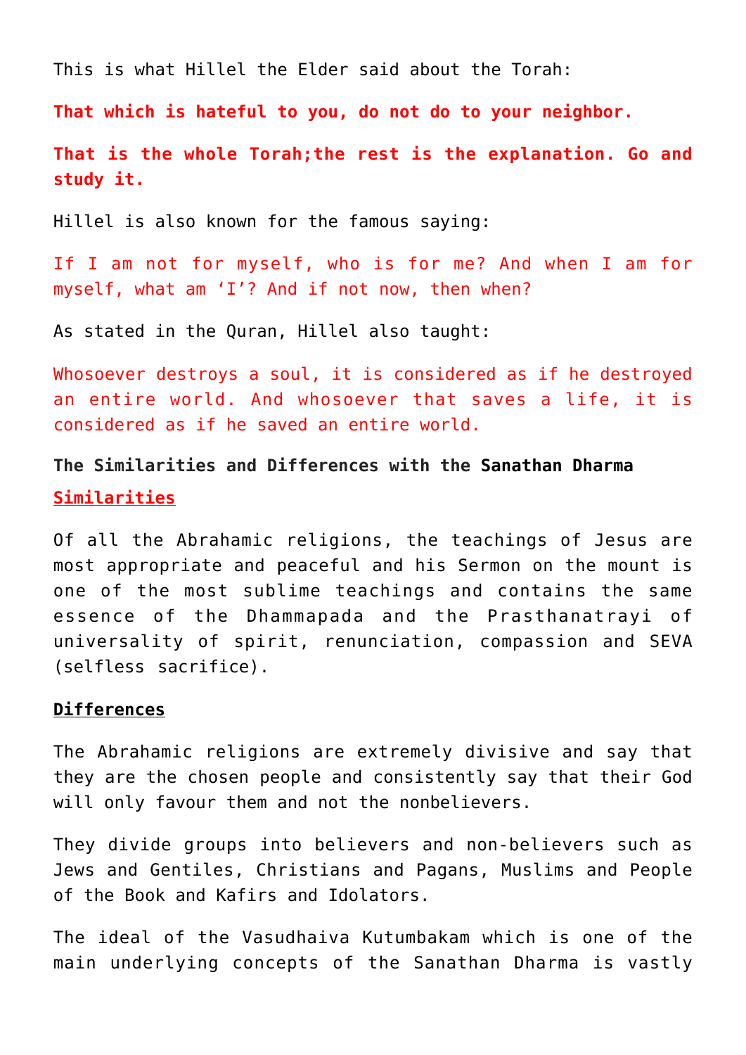This is what Hillel the Elder said about the Torah:

**That which is hateful to you, do not do to your neighbor.**

**That is the whole Torah;the rest is the explanation. Go and study it.**

Hillel is also known for the famous saying:

If I am not for myself, who is for me? And when I am for myself, what am 'I'? And if not now, then when?

As stated in the Quran, Hillel also taught:

Whosoever destroys a soul, it is considered as if he destroyed an entire world. And whosoever that saves a life, it is considered as if he saved an entire world.

**The Similarities and Differences with the Sanathan Dharma**

**Similarities**

Of all the Abrahamic religions, the teachings of Jesus are most appropriate and peaceful and his Sermon on the mount is one of the most sublime teachings and contains the same essence of the Dhammapada and the Prasthanatrayi of universality of spirit, renunciation, compassion and SEVA (selfless sacrifice).

**Differences**

The Abrahamic religions are extremely divisive and say that they are the chosen people and consistently say that their God will only favour them and not the nonbelievers.

They divide groups into believers and non-believers such as Jews and Gentiles, Christians and Pagans, Muslims and People of the Book and Kafirs and Idolators.

The ideal of the Vasudhaiva Kutumbakam which is one of the main underlying concepts of the Sanathan Dharma is vastly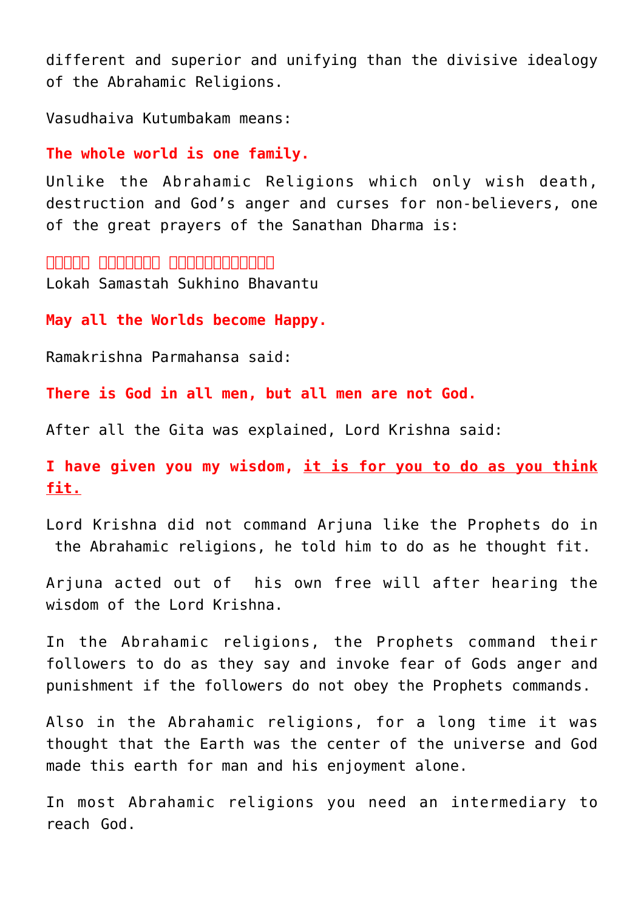different and superior and unifying than the divisive idealogy of the Abrahamic Religions.

Vasudhaiva Kutumbakam means:

**The whole world is one family.**

Unlike the Abrahamic Religions which only wish death, destruction and God’s anger and curses for non-believers, one of the great prayers of the Sanathan Dharma is:

**□□□□□ □□□□□□□ □□□□□□□□□□□**
Lokah Samastah Sukhino Bhavantu

**May all the Worlds become Happy.**

Ramakrishna Parmahansa said:

**There is God in all men, but all men are not God.**

After all the Gita was explained, Lord Krishna said:

**I have given you my wisdom, it is for you to do as you think fit.**

Lord Krishna did not command Arjuna like the Prophets do in the Abrahamic religions, he told him to do as he thought fit.

Arjuna acted out of his own free will after hearing the wisdom of the Lord Krishna.

In the Abrahamic religions, the Prophets command their followers to do as they say and invoke fear of Gods anger and punishment if the followers do not obey the Prophets commands.

Also in the Abrahamic religions, for a long time it was thought that the Earth was the center of the universe and God made this earth for man and his enjoyment alone.

In most Abrahamic religions you need an intermediary to reach God.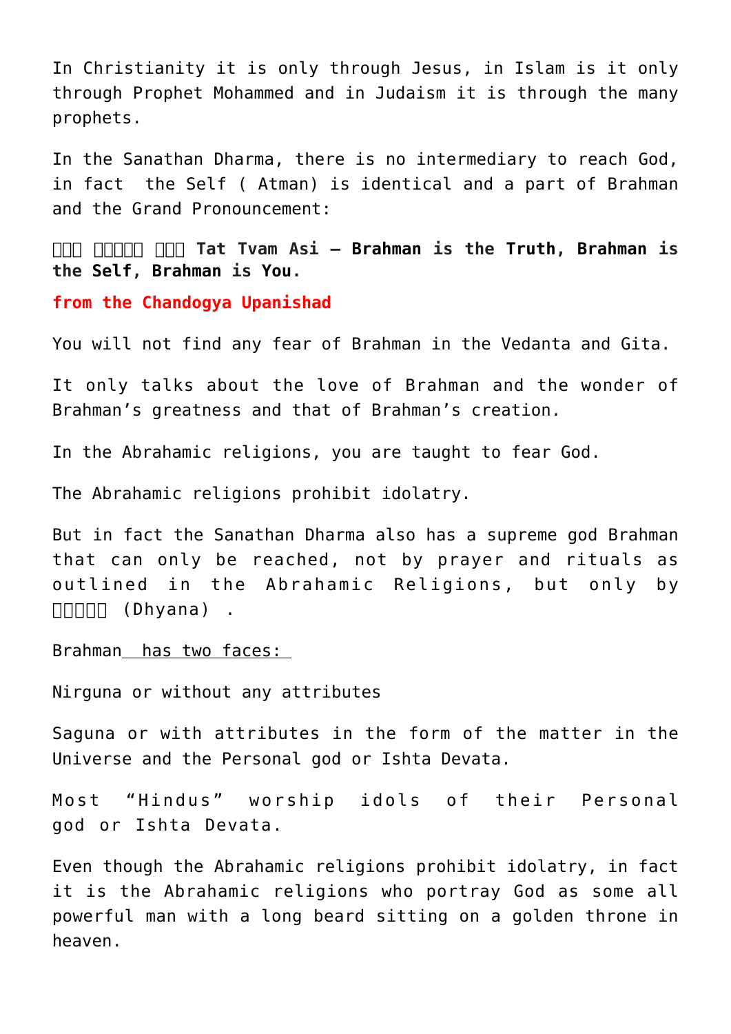In Christianity it is only through Jesus, in Islam is it only through Prophet Mohammed and in Judaism it is through the many prophets.

In the Sanathan Dharma, there is no intermediary to reach God, in fact the Self ( Atman) is identical and a part of Brahman and the Grand Pronouncement:

**तत् त्वम् असि Tat Tvam Asi – Brahman is the Truth, Brahman is the Self, Brahman is You.**

**from the Chandogya Upanishad**

You will not find any fear of Brahman in the Vedanta and Gita.

It only talks about the love of Brahman and the wonder of Brahman's greatness and that of Brahman's creation.

In the Abrahamic religions, you are taught to fear God.

The Abrahamic religions prohibit idolatry.

But in fact the Sanathan Dharma also has a supreme god Brahman that can only be reached, not by prayer and rituals as outlined in the Abrahamic Religions, but only by ध्यान (Dhyana) .

Brahman has two faces:

Nirguna or without any attributes

Saguna or with attributes in the form of the matter in the Universe and the Personal god or Ishta Devata.

Most "Hindus" worship idols of their Personal god or Ishta Devata.

Even though the Abrahamic religions prohibit idolatry, in fact it is the Abrahamic religions who portray God as some all powerful man with a long beard sitting on a golden throne in heaven.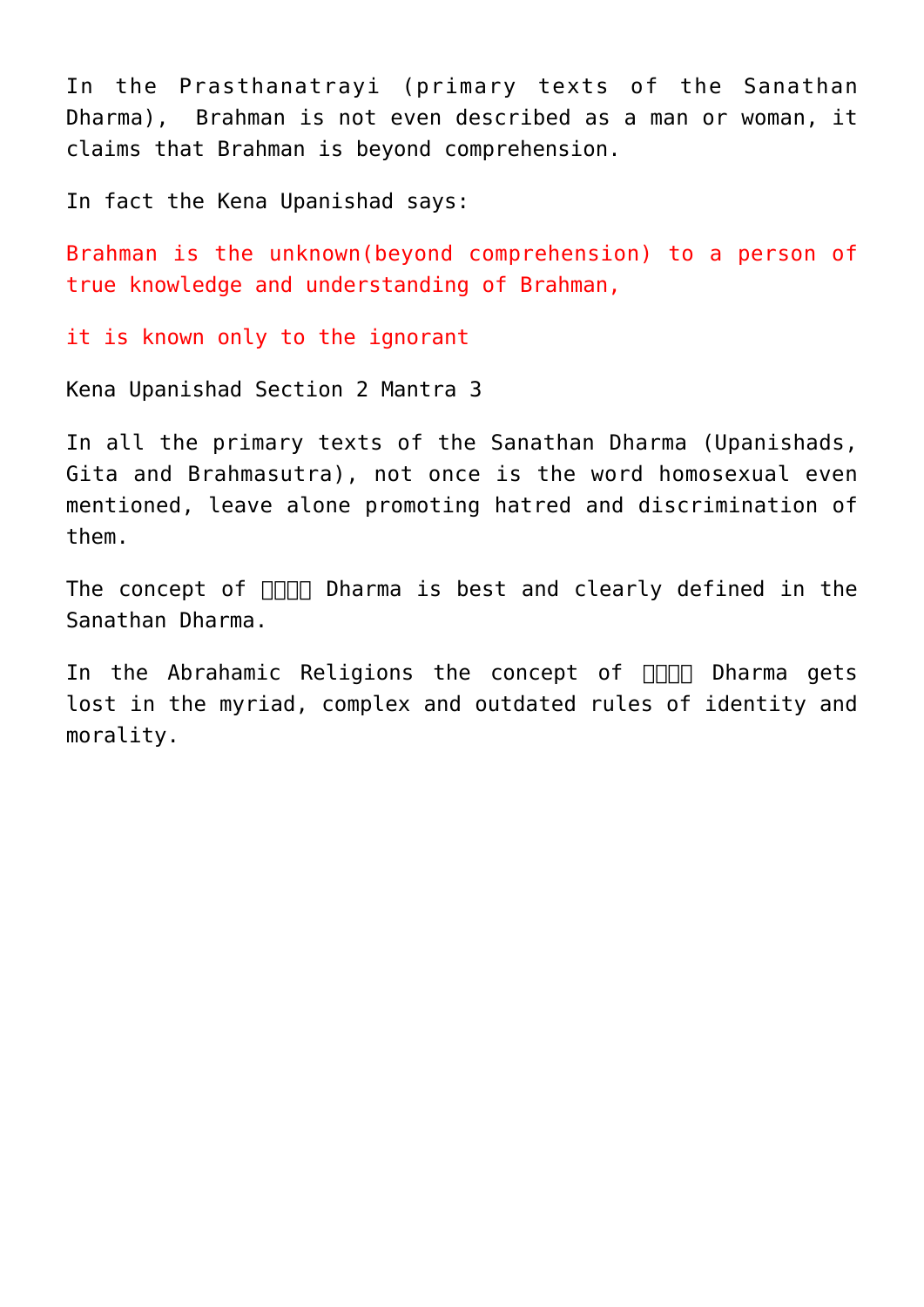In the Prasthanatrayi (primary texts of the Sanathan Dharma), Brahman is not even described as a man or woman, it claims that Brahman is beyond comprehension.

In fact the Kena Upanishad says:

> Brahman is the unknown(beyond comprehension) to a person of true knowledge and understanding of Brahman,
>
> it is known only to the ignorant

Kena Upanishad Section 2 Mantra 3

In all the primary texts of the Sanathan Dharma (Upanishads, Gita and Brahmasutra), not once is the word homosexual even mentioned, leave alone promoting hatred and discrimination of them.

The concept of □□□□ Dharma is best and clearly defined in the Sanathan Dharma.

In the Abrahamic Religions the concept of □□□□ Dharma gets lost in the myriad, complex and outdated rules of identity and morality.